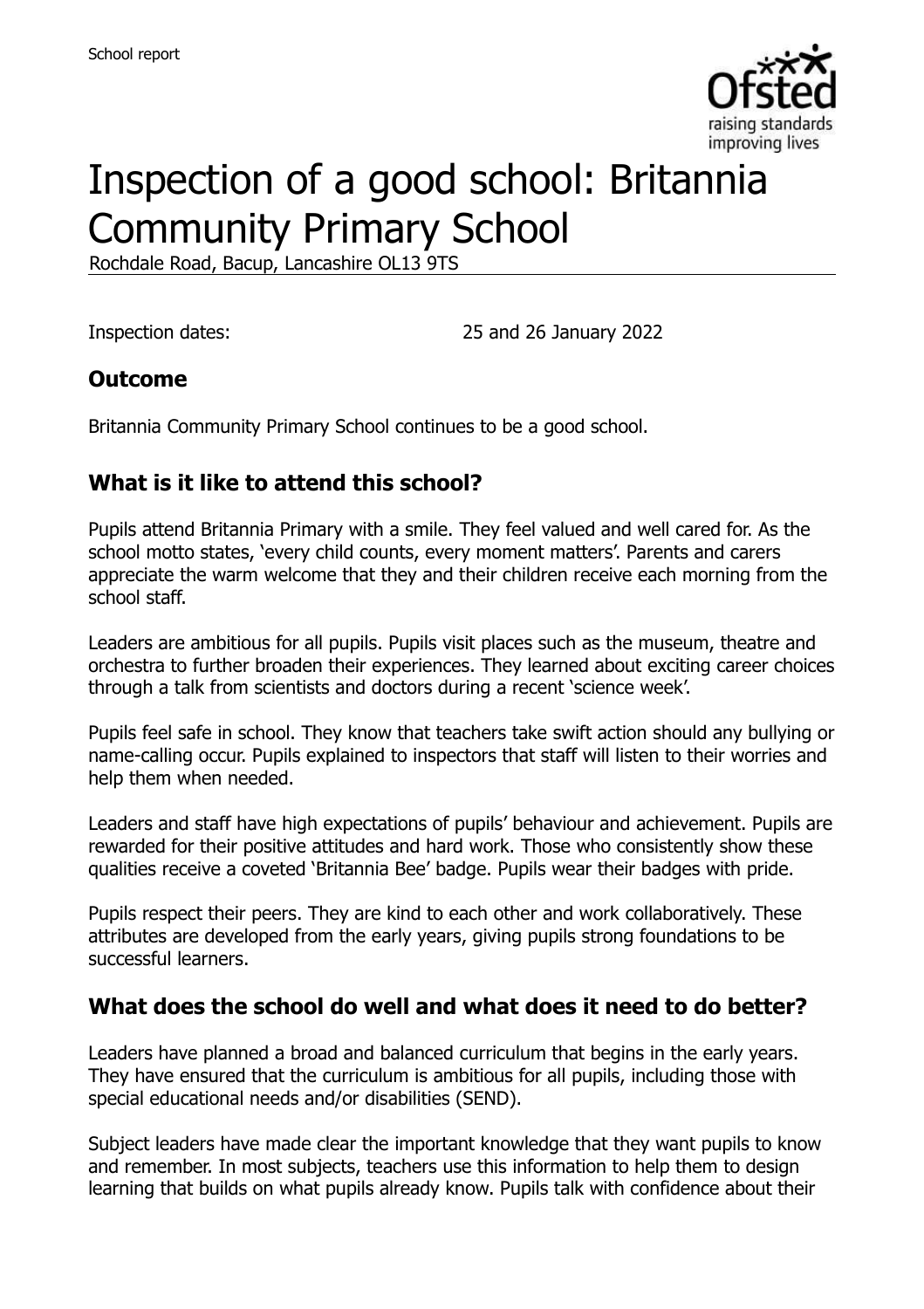# Inspection of a good school: Britannia Community Primary School

Rochdale Road, Bacup, Lancashire OL13 9TS

Inspection dates: 25 and 26 January 2022

## Outcome

Britannia Community Primary School continues to be a good school.

## What is it like to attend this school?

Pupils attend Britannia Primary with a smile. They feel valued and well cared for. As the school motto states, 'every child counts, every moment matters'. Parents and carers appreciate the warm welcome that they and their children receive each morning from the school staff.

Leaders are ambitious for all pupils. Pupils visit places such as the museum, theatre and orchestra to further broaden their experiences. They learned about exciting career choices through a talk from scientists and doctors during a recent 'science week'.

Pupils feel safe in school. They know that teachers take swift action should any bullying or name-calling occur. Pupils explained to inspectors that staff will listen to their worries and help them when needed.

Leaders and staff have high expectations of pupils' behaviour and achievement. Pupils are rewarded for their positive attitudes and hard work. Those who consistently show these qualities receive a coveted 'Britannia Bee' badge. Pupils wear their badges with pride.

Pupils respect their peers. They are kind to each other and work collaboratively. These attributes are developed from the early years, giving pupils strong foundations to be successful learners.

## What does the school do well and what does it need to do better?

Leaders have planned a broad and balanced curriculum that begins in the early years. They have ensured that the curriculum is ambitious for all pupils, including those with special educational needs and/or disabilities (SEND).

Subject leaders have made clear the important knowledge that they want pupils to know and remember. In most subjects, teachers use this information to help them to design learning that builds on what pupils already know. Pupils talk with confidence about their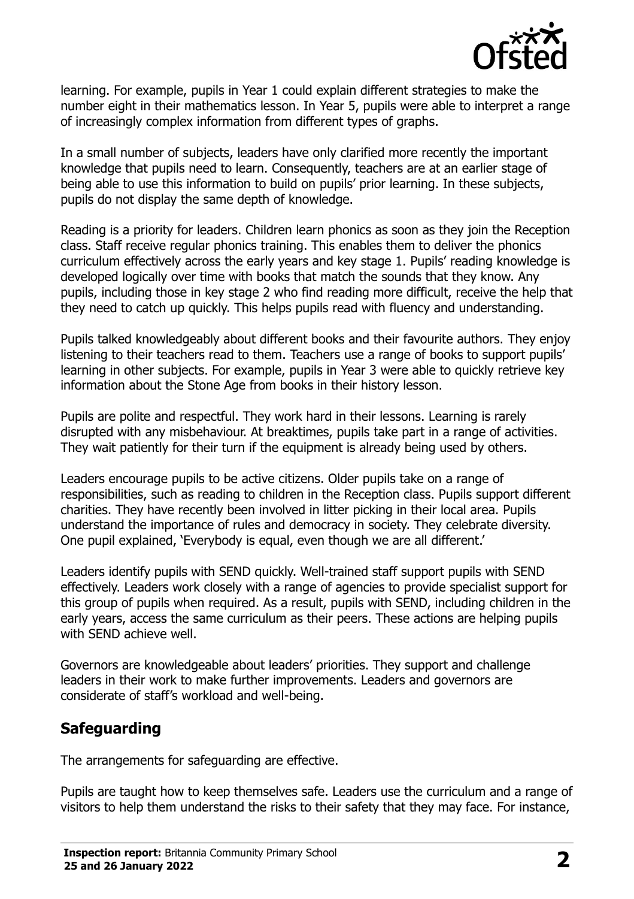learning. For example, pupils in Year 1 could explain different strategies to make the number eight in their mathematics lesson. In Year 5, pupils were able to interpret a range of increasingly complex information from different types of graphs.

In a small number of subjects, leaders have only clarified more recently the important knowledge that pupils need to learn. Consequently, teachers are at an earlier stage of being able to use this information to build on pupils' prior learning. In these subjects, pupils do not display the same depth of knowledge.

Reading is a priority for leaders. Children learn phonics as soon as they join the Reception class. Staff receive regular phonics training. This enables them to deliver the phonics curriculum effectively across the early years and key stage 1. Pupils' reading knowledge is developed logically over time with books that match the sounds that they know. Any pupils, including those in key stage 2 who find reading more difficult, receive the help that they need to catch up quickly. This helps pupils read with fluency and understanding.

Pupils talked knowledgeably about different books and their favourite authors. They enjoy listening to their teachers read to them. Teachers use a range of books to support pupils' learning in other subjects. For example, pupils in Year 3 were able to quickly retrieve key information about the Stone Age from books in their history lesson.

Pupils are polite and respectful. They work hard in their lessons. Learning is rarely disrupted with any misbehaviour. At breaktimes, pupils take part in a range of activities. They wait patiently for their turn if the equipment is already being used by others.

Leaders encourage pupils to be active citizens. Older pupils take on a range of responsibilities, such as reading to children in the Reception class. Pupils support different charities. They have recently been involved in litter picking in their local area. Pupils understand the importance of rules and democracy in society. They celebrate diversity. One pupil explained, 'Everybody is equal, even though we are all different.'

Leaders identify pupils with SEND quickly. Well-trained staff support pupils with SEND effectively. Leaders work closely with a range of agencies to provide specialist support for this group of pupils when required. As a result, pupils with SEND, including children in the early years, access the same curriculum as their peers. These actions are helping pupils with SEND achieve well.

Governors are knowledgeable about leaders' priorities. They support and challenge leaders in their work to make further improvements. Leaders and governors are considerate of staff's workload and well-being.

## Safeguarding

The arrangements for safeguarding are effective.

Pupils are taught how to keep themselves safe. Leaders use the curriculum and a range of visitors to help them understand the risks to their safety that they may face. For instance,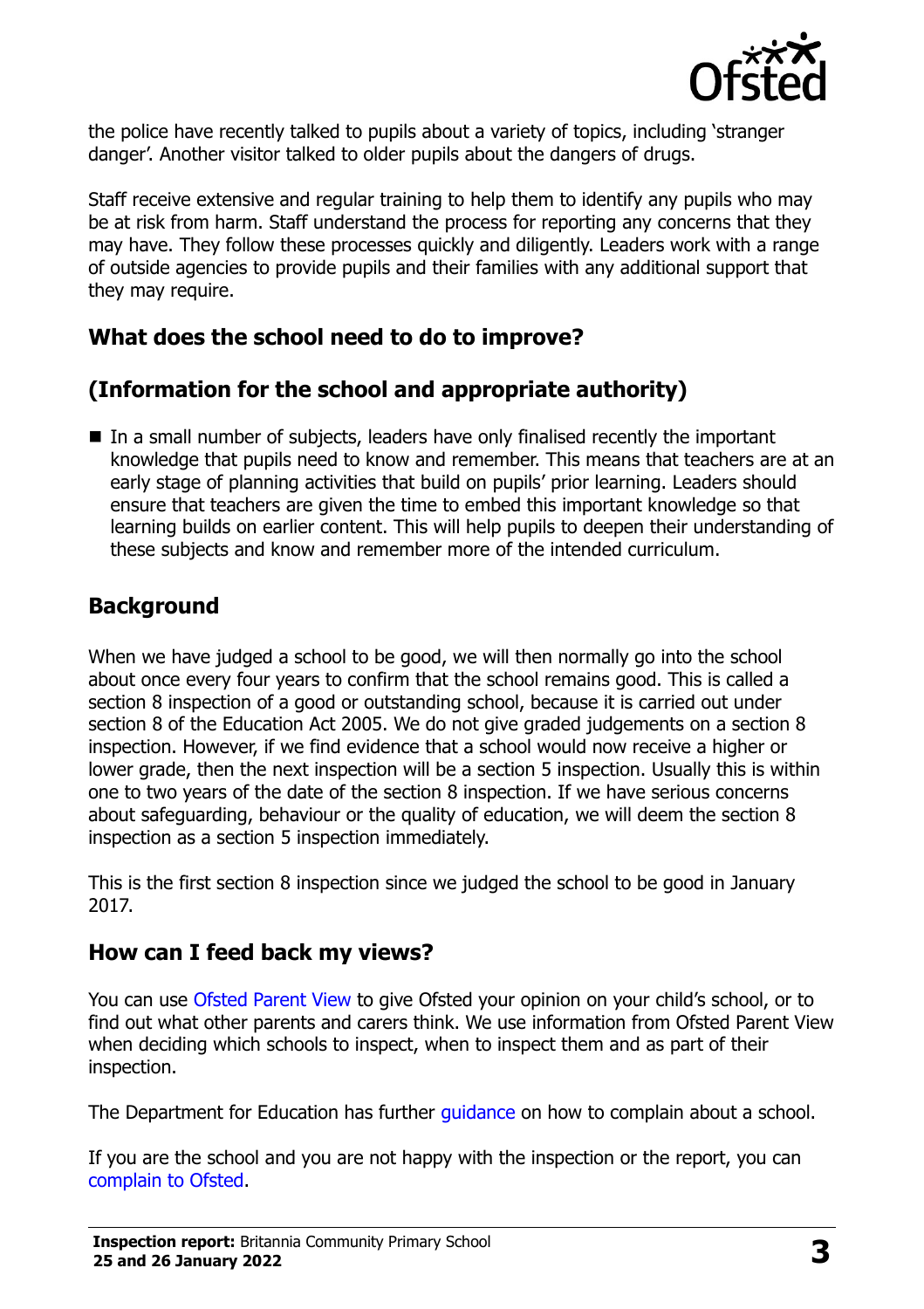the police have recently talked to pupils about a variety of topics, including 'stranger danger'. Another visitor talked to older pupils about the dangers of drugs.

Staff receive extensive and regular training to help them to identify any pupils who may be at risk from harm. Staff understand the process for reporting any concerns that they may have. They follow these processes quickly and diligently. Leaders work with a range of outside agencies to provide pupils and their families with any additional support that they may require.

## What does the school need to do to improve?

## (Information for the school and appropriate authority)

- In a small number of subjects, leaders have only finalised recently the important knowledge that pupils need to know and remember. This means that teachers are at an early stage of planning activities that build on pupils' prior learning. Leaders should ensure that teachers are given the time to embed this important knowledge so that learning builds on earlier content. This will help pupils to deepen their understanding of these subjects and know and remember more of the intended curriculum.

## Background

When we have judged a school to be good, we will then normally go into the school about once every four years to confirm that the school remains good. This is called a section 8 inspection of a good or outstanding school, because it is carried out under section 8 of the Education Act 2005. We do not give graded judgements on a section 8 inspection. However, if we find evidence that a school would now receive a higher or lower grade, then the next inspection will be a section 5 inspection. Usually this is within one to two years of the date of the section 8 inspection. If we have serious concerns about safeguarding, behaviour or the quality of education, we will deem the section 8 inspection as a section 5 inspection immediately.

This is the first section 8 inspection since we judged the school to be good in January 2017.

## How can I feed back my views?

You can use Ofsted Parent View to give Ofsted your opinion on your child's school, or to find out what other parents and carers think. We use information from Ofsted Parent View when deciding which schools to inspect, when to inspect them and as part of their inspection.

The Department for Education has further guidance on how to complain about a school.

If you are the school and you are not happy with the inspection or the report, you can complain to Ofsted.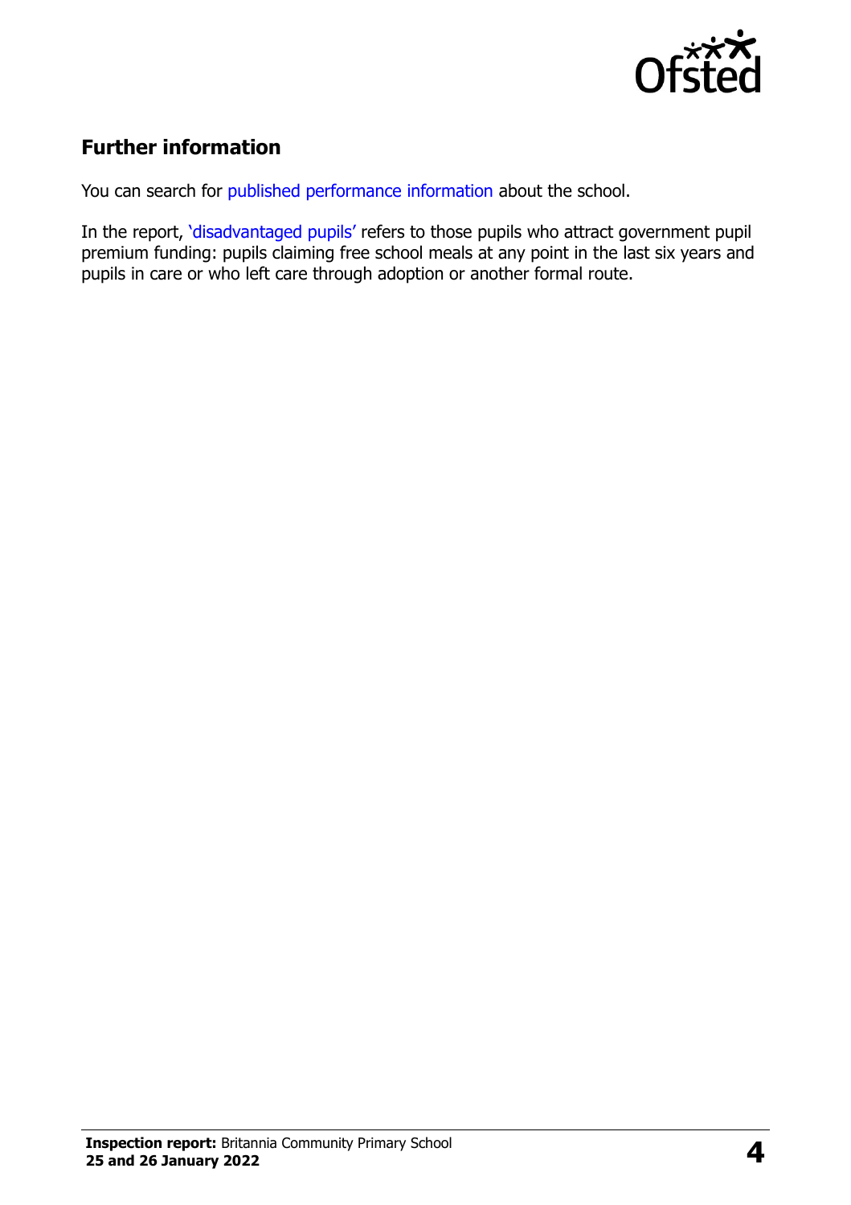## Further information

You can search for published performance information about the school.

In the report, 'disadvantaged pupils' refers to those pupils who attract government pupil premium funding: pupils claiming free school meals at any point in the last six years and pupils in care or who left care through adoption or another formal route.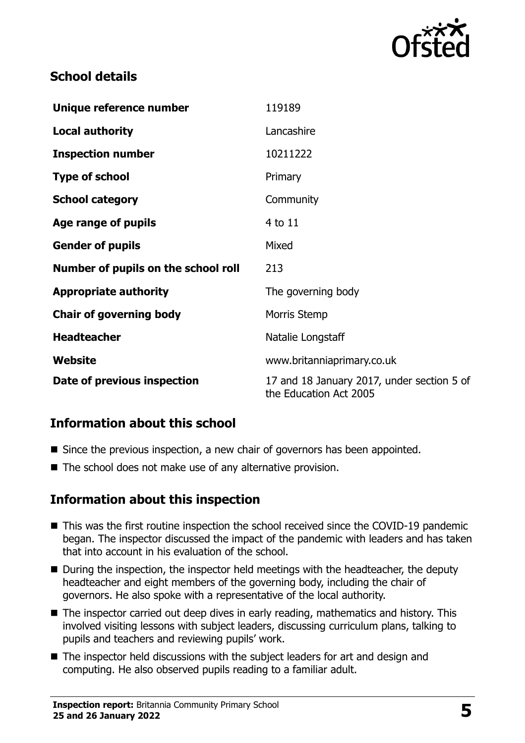## School details

| | |
|---|---|
| **Unique reference number** | 119189 |
| **Local authority** | Lancashire |
| **Inspection number** | 10211222 |
| **Type of school** | Primary |
| **School category** | Community |
| **Age range of pupils** | 4 to 11 |
| **Gender of pupils** | Mixed |
| **Number of pupils on the school roll** | 213 |
| **Appropriate authority** | The governing body |
| **Chair of governing body** | Morris Stemp |
| **Headteacher** | Natalie Longstaff |
| **Website** | www.britanniaprimary.co.uk |
| **Date of previous inspection** | 17 and 18 January 2017, under section 5 of the Education Act 2005 |

## Information about this school

- Since the previous inspection, a new chair of governors has been appointed.
- The school does not make use of any alternative provision.

## Information about this inspection

- This was the first routine inspection the school received since the COVID-19 pandemic began. The inspector discussed the impact of the pandemic with leaders and has taken that into account in his evaluation of the school.
- During the inspection, the inspector held meetings with the headteacher, the deputy headteacher and eight members of the governing body, including the chair of governors. He also spoke with a representative of the local authority.
- The inspector carried out deep dives in early reading, mathematics and history. This involved visiting lessons with subject leaders, discussing curriculum plans, talking to pupils and teachers and reviewing pupils' work.
- The inspector held discussions with the subject leaders for art and design and computing. He also observed pupils reading to a familiar adult.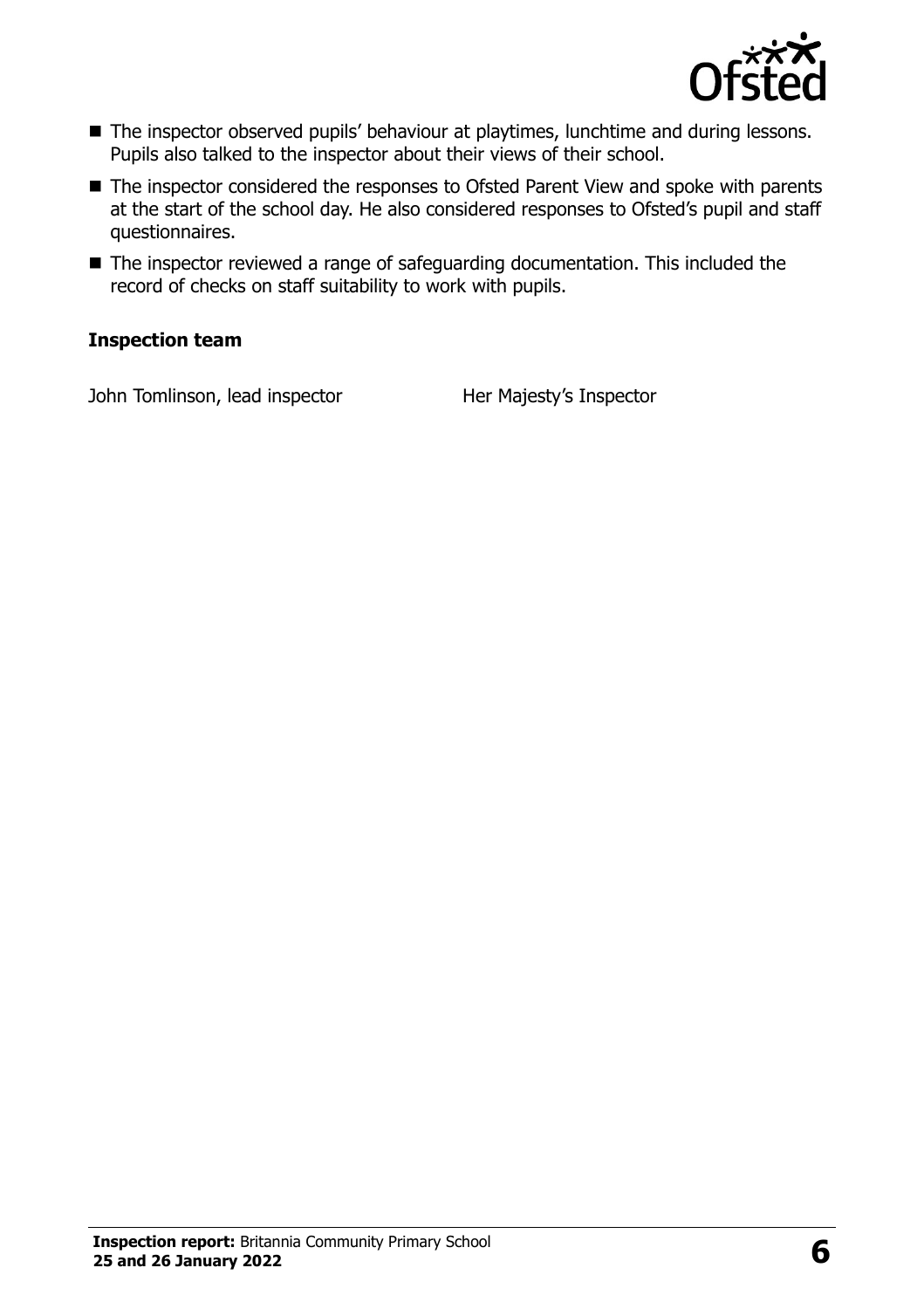- The inspector observed pupils' behaviour at playtimes, lunchtime and during lessons. Pupils also talked to the inspector about their views of their school.
- The inspector considered the responses to Ofsted Parent View and spoke with parents at the start of the school day. He also considered responses to Ofsted's pupil and staff questionnaires.
- The inspector reviewed a range of safeguarding documentation. This included the record of checks on staff suitability to work with pupils.

### Inspection team

| | |
|---|---|
| John Tomlinson, lead inspector | Her Majesty's Inspector |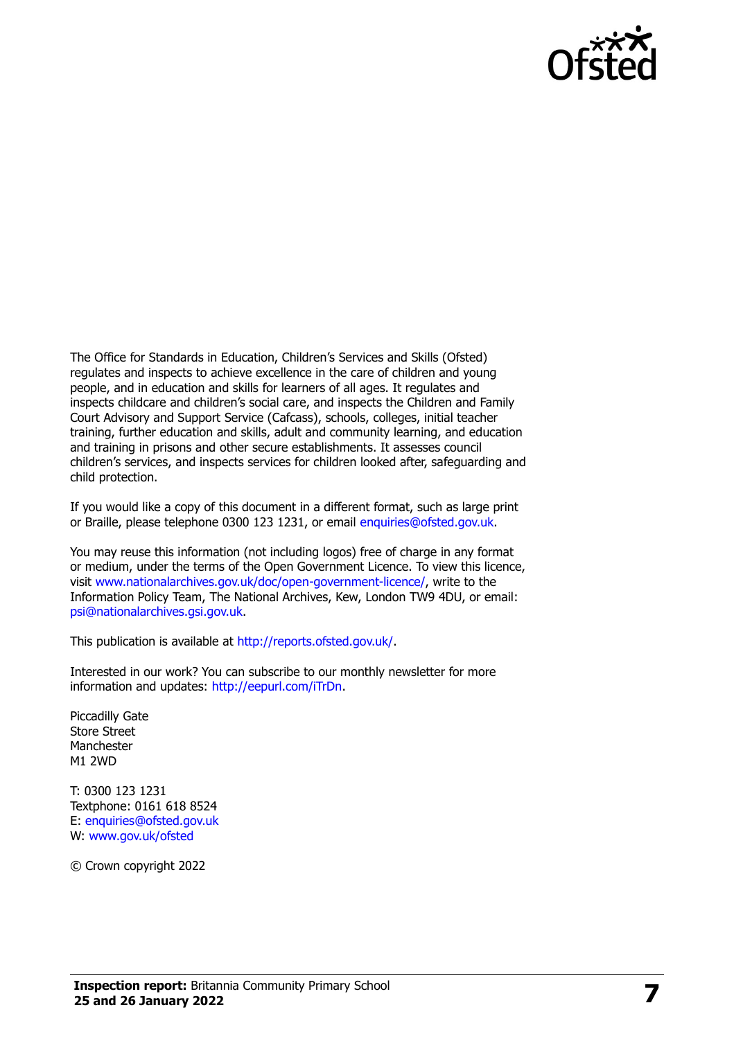The Office for Standards in Education, Children's Services and Skills (Ofsted) regulates and inspects to achieve excellence in the care of children and young people, and in education and skills for learners of all ages. It regulates and inspects childcare and children's social care, and inspects the Children and Family Court Advisory and Support Service (Cafcass), schools, colleges, initial teacher training, further education and skills, adult and community learning, and education and training in prisons and other secure establishments. It assesses council children's services, and inspects services for children looked after, safeguarding and child protection.

If you would like a copy of this document in a different format, such as large print or Braille, please telephone 0300 123 1231, or email enquiries@ofsted.gov.uk.

You may reuse this information (not including logos) free of charge in any format or medium, under the terms of the Open Government Licence. To view this licence, visit www.nationalarchives.gov.uk/doc/open-government-licence/, write to the Information Policy Team, The National Archives, Kew, London TW9 4DU, or email: psi@nationalarchives.gsi.gov.uk.

This publication is available at http://reports.ofsted.gov.uk/.

Interested in our work? You can subscribe to our monthly newsletter for more information and updates: http://eepurl.com/iTrDn.

Piccadilly Gate
Store Street
Manchester
M1 2WD

T: 0300 123 1231
Textphone: 0161 618 8524
E: enquiries@ofsted.gov.uk
W: www.gov.uk/ofsted

© Crown copyright 2022